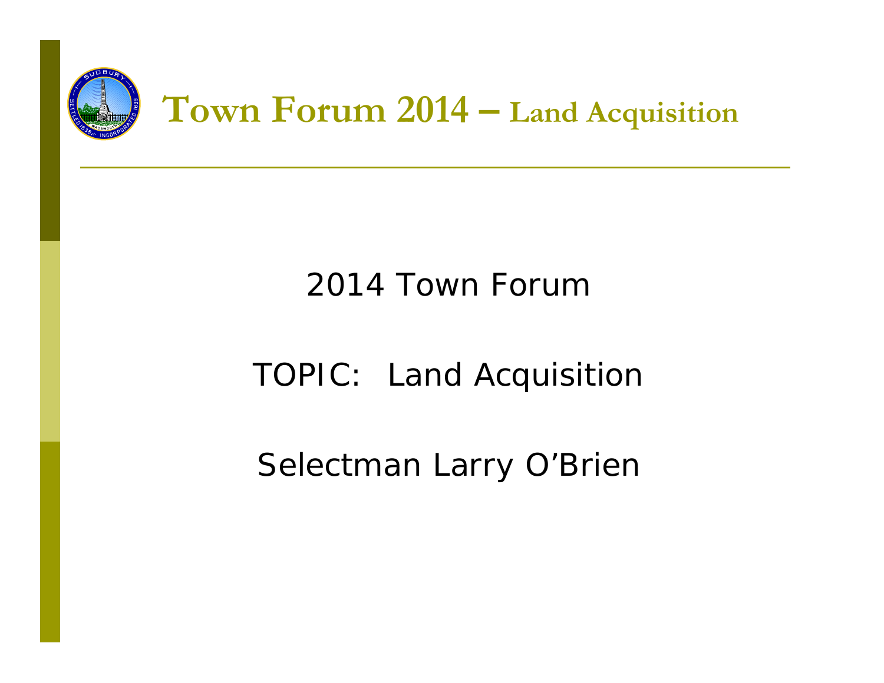# Town Forum 2014 – Land Acquisition

2014 Town Forum

TOPIC: Land Acquisition

Selectman Larry O'Brien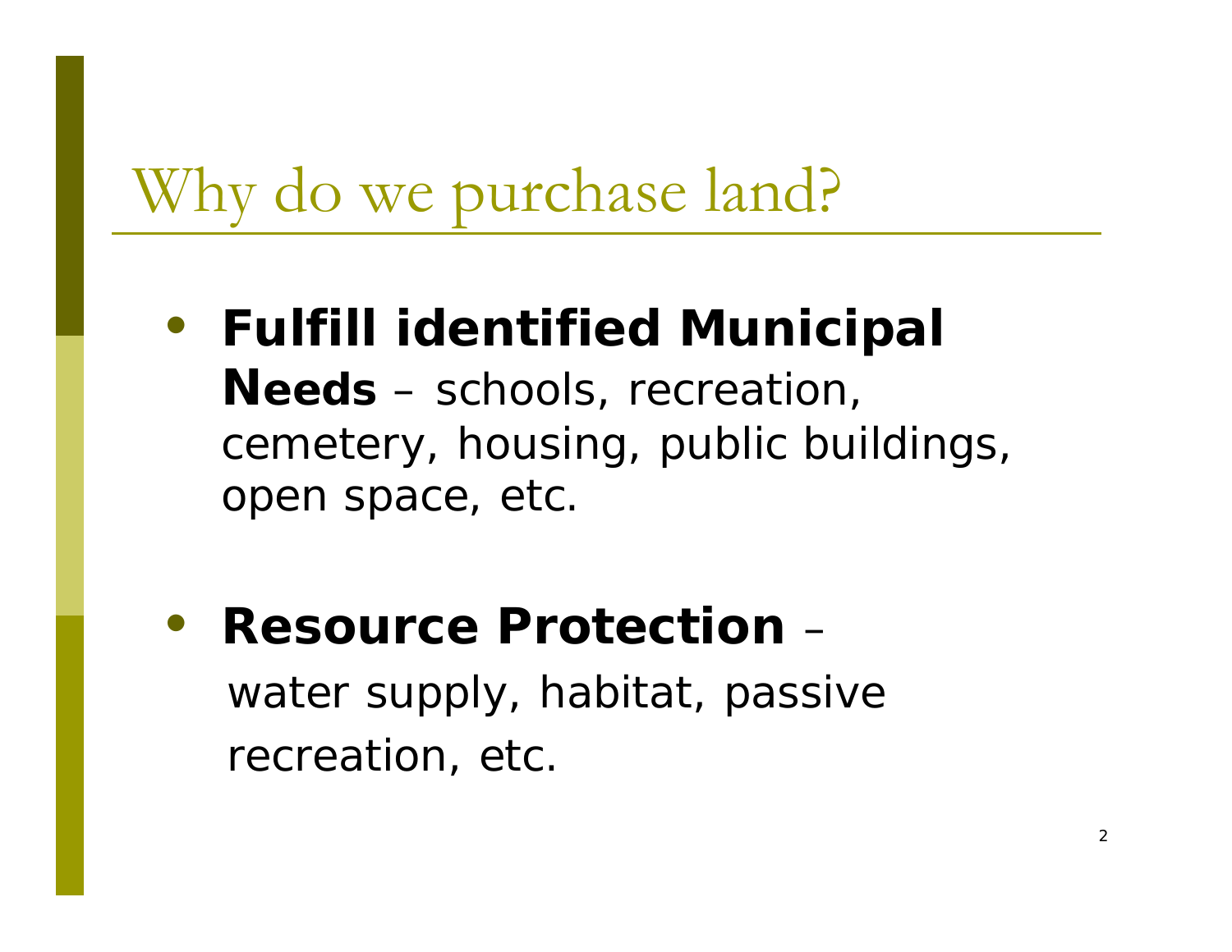# Why do we purchase land?

- **Fulfill identified Municipal Needs** – schools, recreation, cemetery, housing, public buildings, open space, etc.

- **Resource Protection** – water supply, habitat, passive recreation, etc.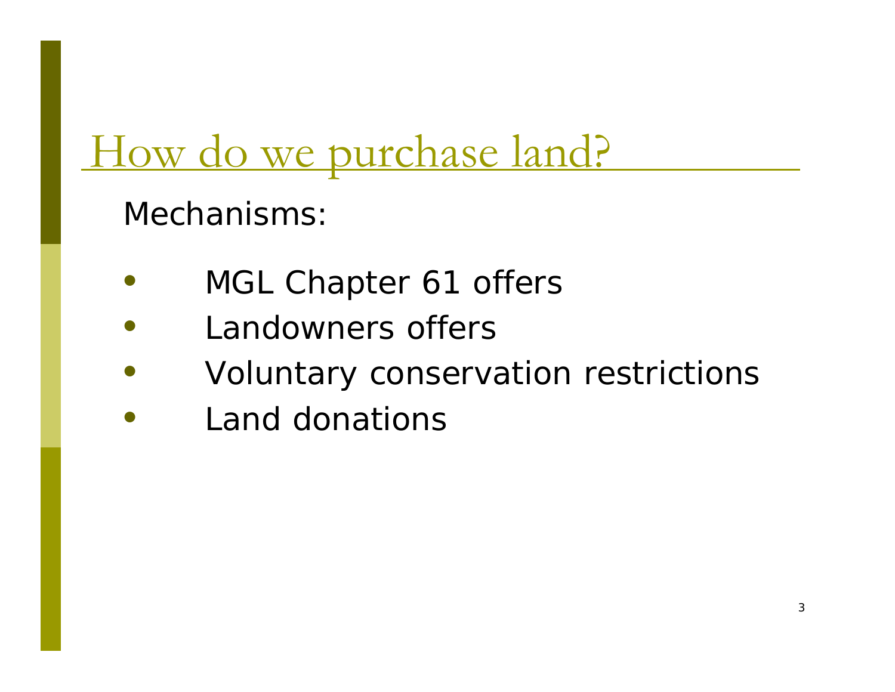# How do we purchase land?

Mechanisms:

- MGL Chapter 61 offers
- Landowners offers
- Voluntary conservation restrictions
- Land donations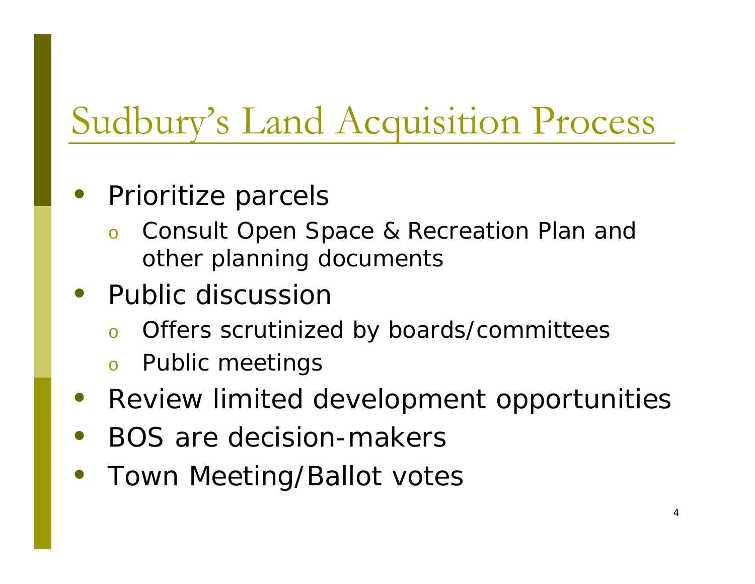# Sudbury's Land Acquisition Process

- Prioritize parcels
  - Consult Open Space & Recreation Plan and other planning documents
- Public discussion
  - Offers scrutinized by boards/committees
  - Public meetings
- Review limited development opportunities
- BOS are decision-makers
- Town Meeting/Ballot votes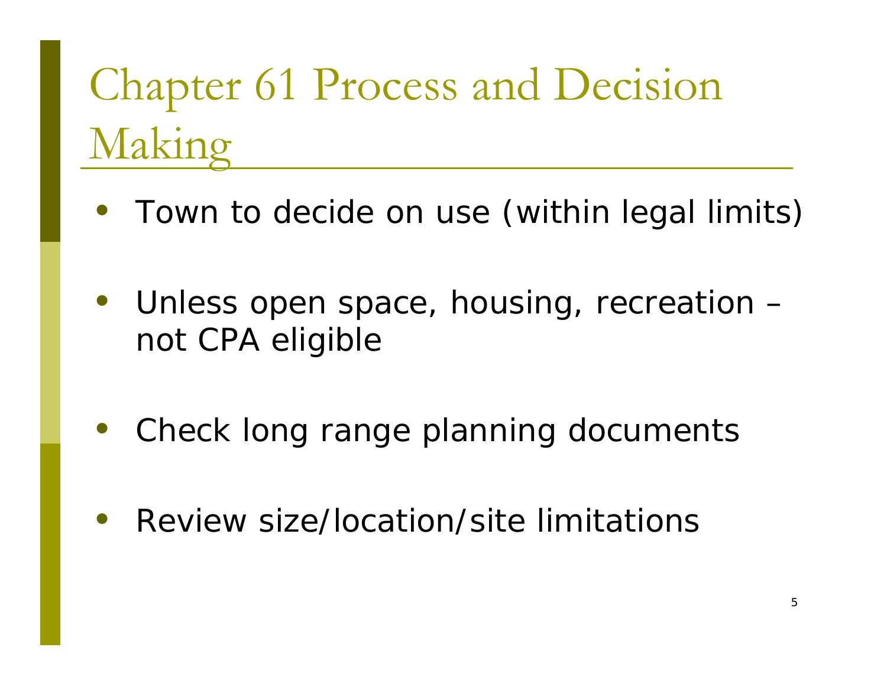# Chapter 61 Process and Decision Making

- Town to decide on use (within legal limits)
- Unless open space, housing, recreation – not CPA eligible
- Check long range planning documents
- Review size/location/site limitations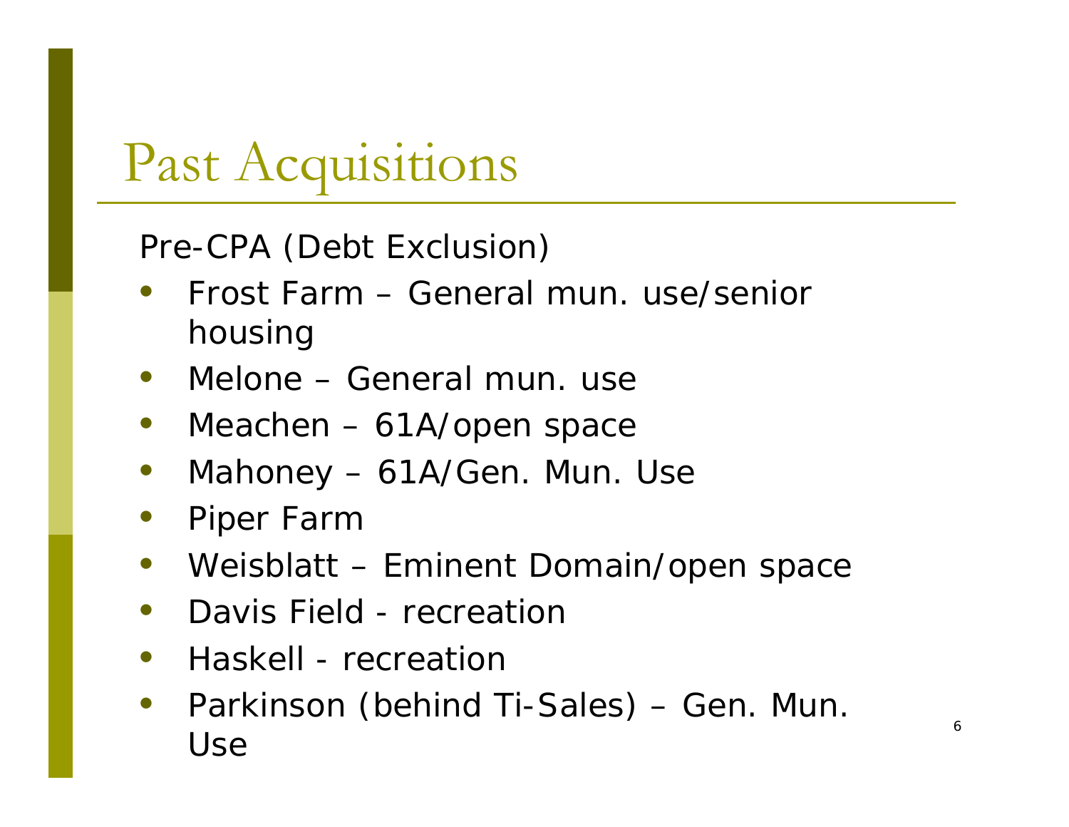# Past Acquisitions

Pre-CPA (Debt Exclusion)

- Frost Farm – General mun. use/senior housing
- Melone – General mun. use
- Meachen – 61A/open space
- Mahoney – 61A/Gen. Mun. Use
- Piper Farm
- Weisblatt – Eminent Domain/open space
- Davis Field - recreation
- Haskell - recreation
- Parkinson (behind Ti-Sales) – Gen. Mun. Use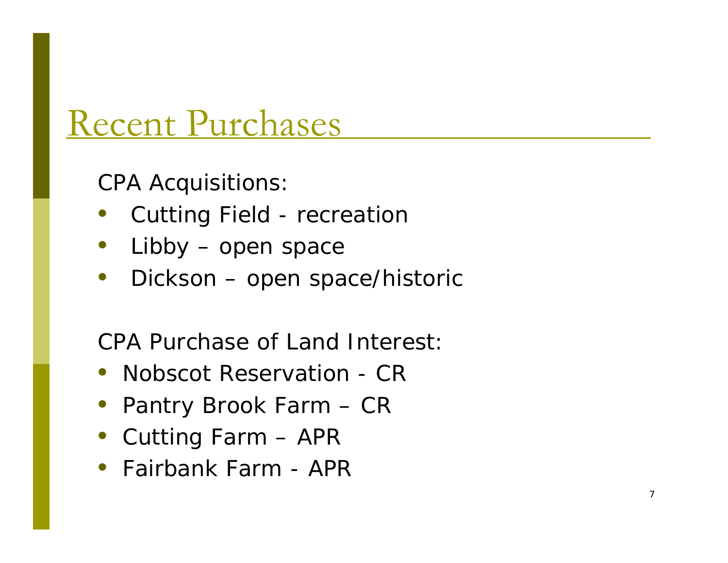# Recent Purchases

CPA Acquisitions:

- Cutting Field - recreation
- Libby – open space
- Dickson – open space/historic

CPA Purchase of Land Interest:

- Nobscot Reservation - CR
- Pantry Brook Farm – CR
- Cutting Farm – APR
- Fairbank Farm - APR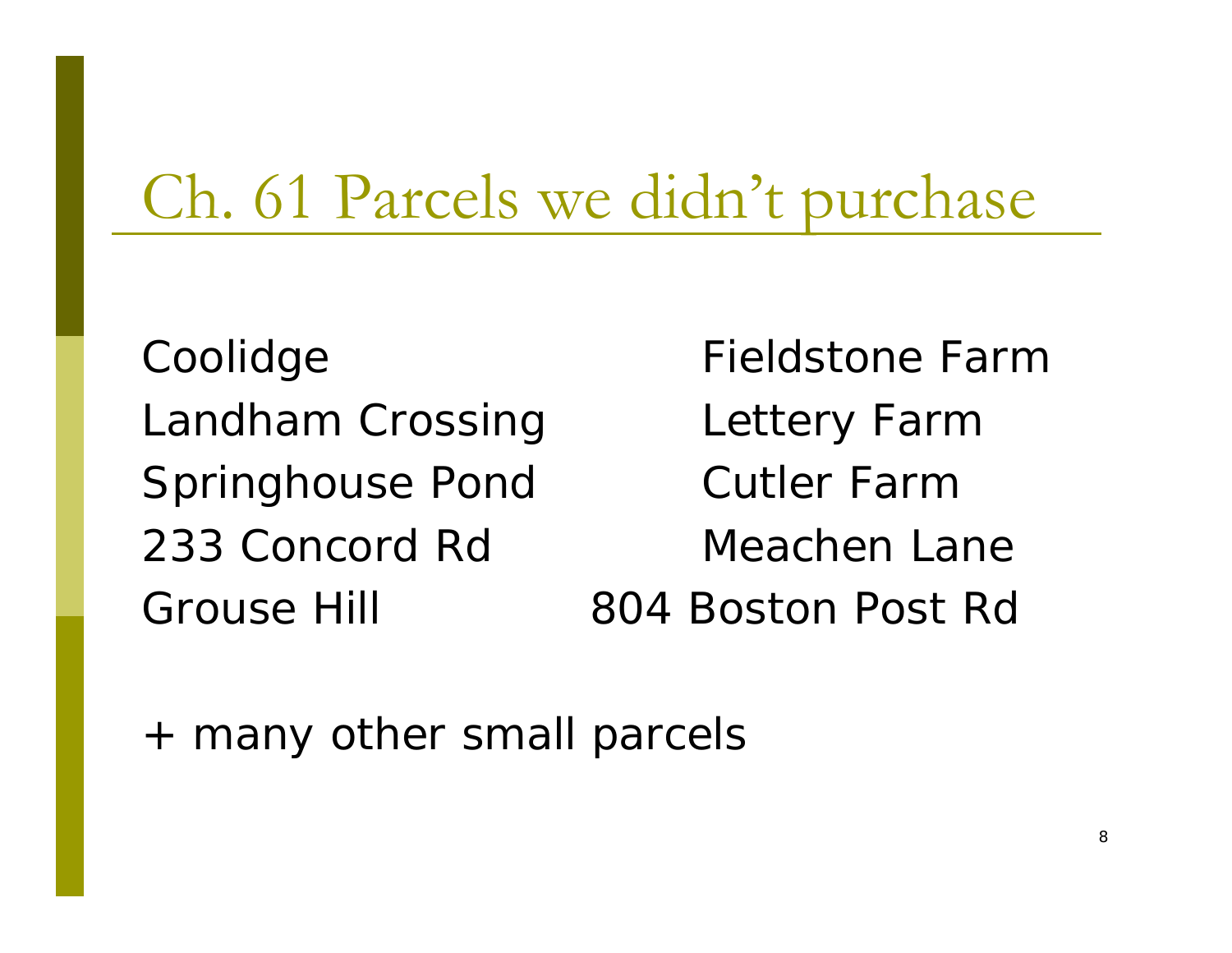# Ch. 61 Parcels we didn't purchase

Coolidge

Landham Crossing

Springhouse Pond

233 Concord Rd

Grouse Hill

Fieldstone Farm

Lettery Farm

Cutler Farm

Meachen Lane

804 Boston Post Rd

+ many other small parcels